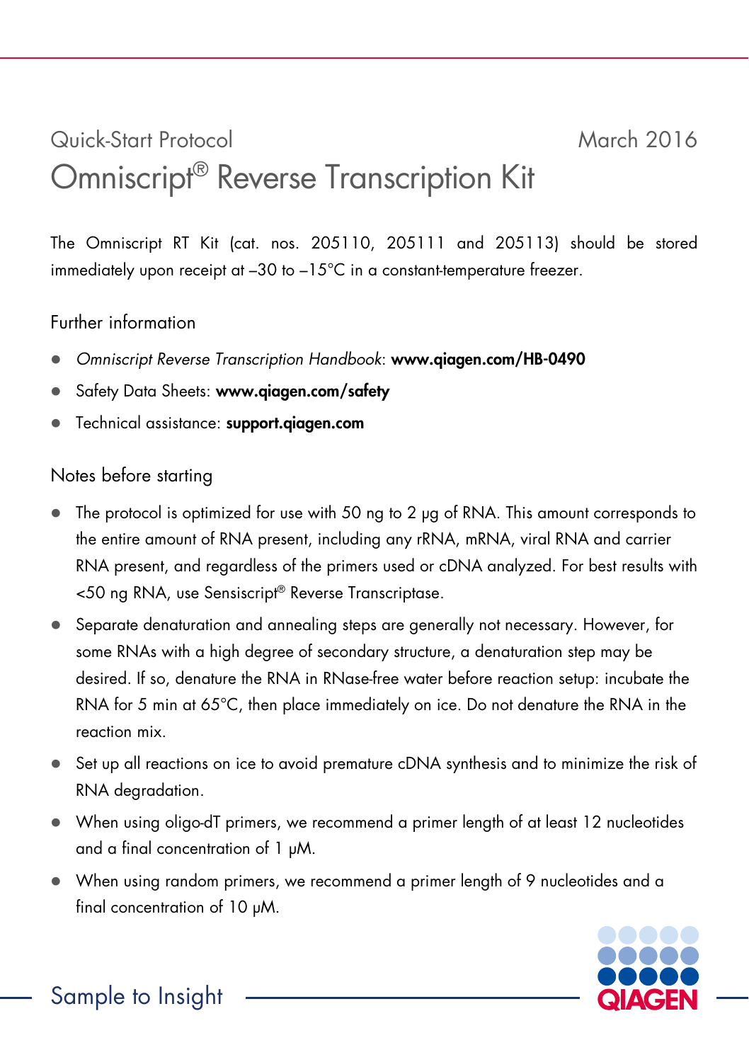Quick-Start Protocol

March 2016

# Omniscript® Reverse Transcription Kit

The Omniscript RT Kit (cat. nos. 205110, 205111 and 205113) should be stored immediately upon receipt at –30 to –15°C in a constant-temperature freezer.

## Further information

- *Omniscript Reverse Transcription Handbook*: **www.qiagen.com/HB-0490**
- Safety Data Sheets: **www.qiagen.com/safety**
- Technical assistance: **support.qiagen.com**

## Notes before starting

- The protocol is optimized for use with 50 ng to 2 µg of RNA. This amount corresponds to the entire amount of RNA present, including any rRNA, mRNA, viral RNA and carrier RNA present, and regardless of the primers used or cDNA analyzed. For best results with <50 ng RNA, use Sensiscript® Reverse Transcriptase.
- Separate denaturation and annealing steps are generally not necessary. However, for some RNAs with a high degree of secondary structure, a denaturation step may be desired. If so, denature the RNA in RNase-free water before reaction setup: incubate the RNA for 5 min at 65°C, then place immediately on ice. Do not denature the RNA in the reaction mix.
- Set up all reactions on ice to avoid premature cDNA synthesis and to minimize the risk of RNA degradation.
- When using oligo-dT primers, we recommend a primer length of at least 12 nucleotides and a final concentration of 1 µM.
- When using random primers, we recommend a primer length of 9 nucleotides and a final concentration of 10 µM.

Sample to Insight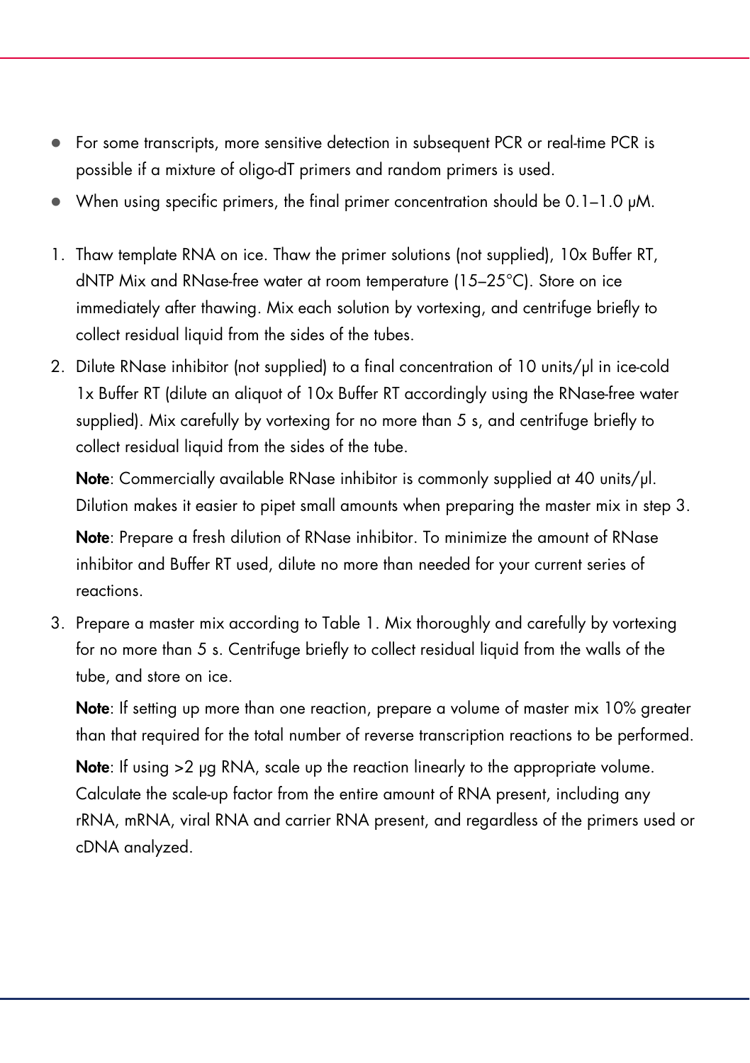- For some transcripts, more sensitive detection in subsequent PCR or real-time PCR is possible if a mixture of oligo-dT primers and random primers is used.
- When using specific primers, the final primer concentration should be 0.1–1.0 μM.

1. Thaw template RNA on ice. Thaw the primer solutions (not supplied), 10x Buffer RT, dNTP Mix and RNase-free water at room temperature (15–25°C). Store on ice immediately after thawing. Mix each solution by vortexing, and centrifuge briefly to collect residual liquid from the sides of the tubes.
2. Dilute RNase inhibitor (not supplied) to a final concentration of 10 units/μl in ice-cold 1x Buffer RT (dilute an aliquot of 10x Buffer RT accordingly using the RNase-free water supplied). Mix carefully by vortexing for no more than 5 s, and centrifuge briefly to collect residual liquid from the sides of the tube.

   **Note**: Commercially available RNase inhibitor is commonly supplied at 40 units/μl. Dilution makes it easier to pipet small amounts when preparing the master mix in step 3.

   **Note**: Prepare a fresh dilution of RNase inhibitor. To minimize the amount of RNase inhibitor and Buffer RT used, dilute no more than needed for your current series of reactions.
3. Prepare a master mix according to Table 1. Mix thoroughly and carefully by vortexing for no more than 5 s. Centrifuge briefly to collect residual liquid from the walls of the tube, and store on ice.

   **Note**: If setting up more than one reaction, prepare a volume of master mix 10% greater than that required for the total number of reverse transcription reactions to be performed.

   **Note**: If using >2 μg RNA, scale up the reaction linearly to the appropriate volume. Calculate the scale-up factor from the entire amount of RNA present, including any rRNA, mRNA, viral RNA and carrier RNA present, and regardless of the primers used or cDNA analyzed.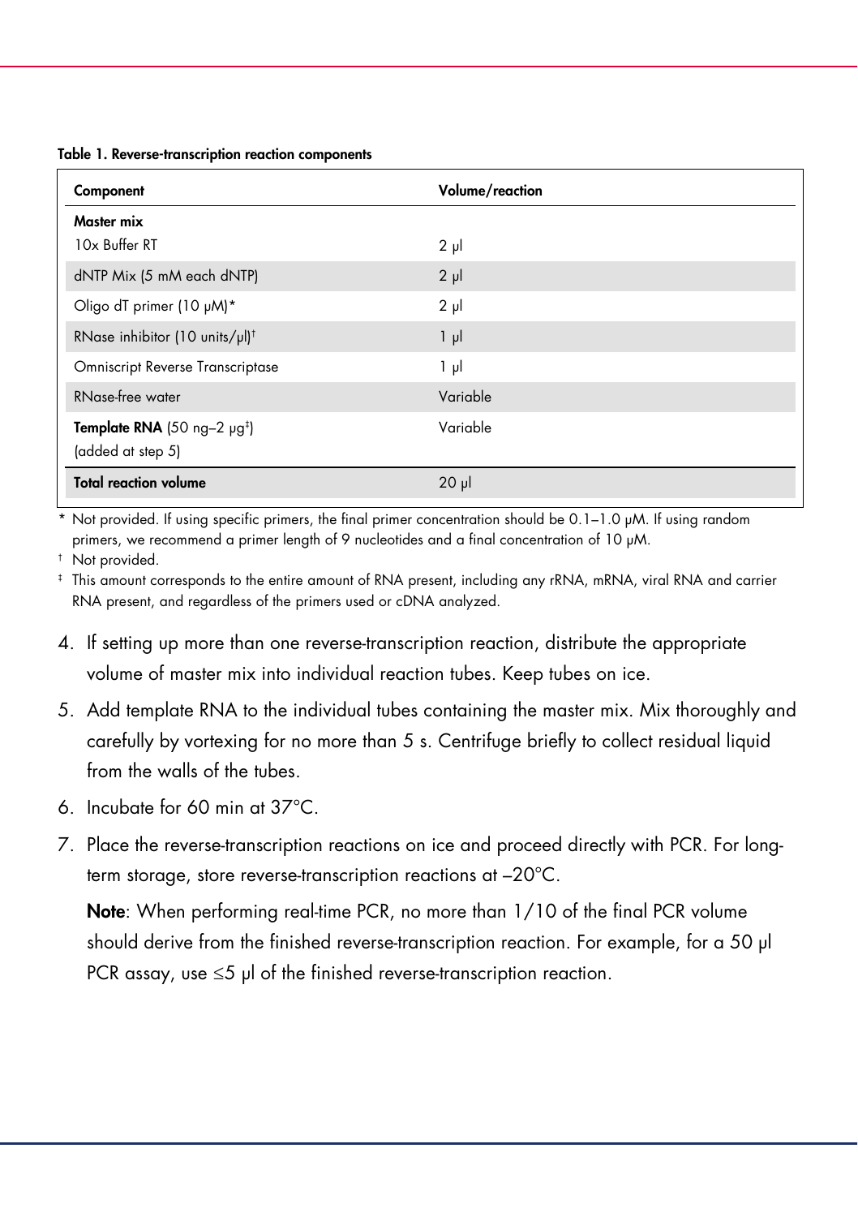**Table 1. Reverse-transcription reaction components**

| Component | Volume/reaction |
|---|---|
| **Master mix** | |
| 10x Buffer RT | 2 µl |
| dNTP Mix (5 mM each dNTP) | 2 µl |
| Oligo dT primer (10 µM)* | 2 µl |
| RNase inhibitor (10 units/µl)† | 1 µl |
| Omniscript Reverse Transcriptase | 1 µl |
| RNase-free water | Variable |
| **Template RNA** (50 ng–2 µg‡) (added at step 5) | Variable |
| **Total reaction volume** | 20 µl |

\* Not provided. If using specific primers, the final primer concentration should be 0.1–1.0 µM. If using random primers, we recommend a primer length of 9 nucleotides and a final concentration of 10 µM.

† Not provided.

‡ This amount corresponds to the entire amount of RNA present, including any rRNA, mRNA, viral RNA and carrier RNA present, and regardless of the primers used or cDNA analyzed.

4. If setting up more than one reverse-transcription reaction, distribute the appropriate volume of master mix into individual reaction tubes. Keep tubes on ice.
5. Add template RNA to the individual tubes containing the master mix. Mix thoroughly and carefully by vortexing for no more than 5 s. Centrifuge briefly to collect residual liquid from the walls of the tubes.
6. Incubate for 60 min at 37°C.
7. Place the reverse-transcription reactions on ice and proceed directly with PCR. For long-term storage, store reverse-transcription reactions at –20°C.

   **Note**: When performing real-time PCR, no more than 1/10 of the final PCR volume should derive from the finished reverse-transcription reaction. For example, for a 50 µl PCR assay, use ≤5 µl of the finished reverse-transcription reaction.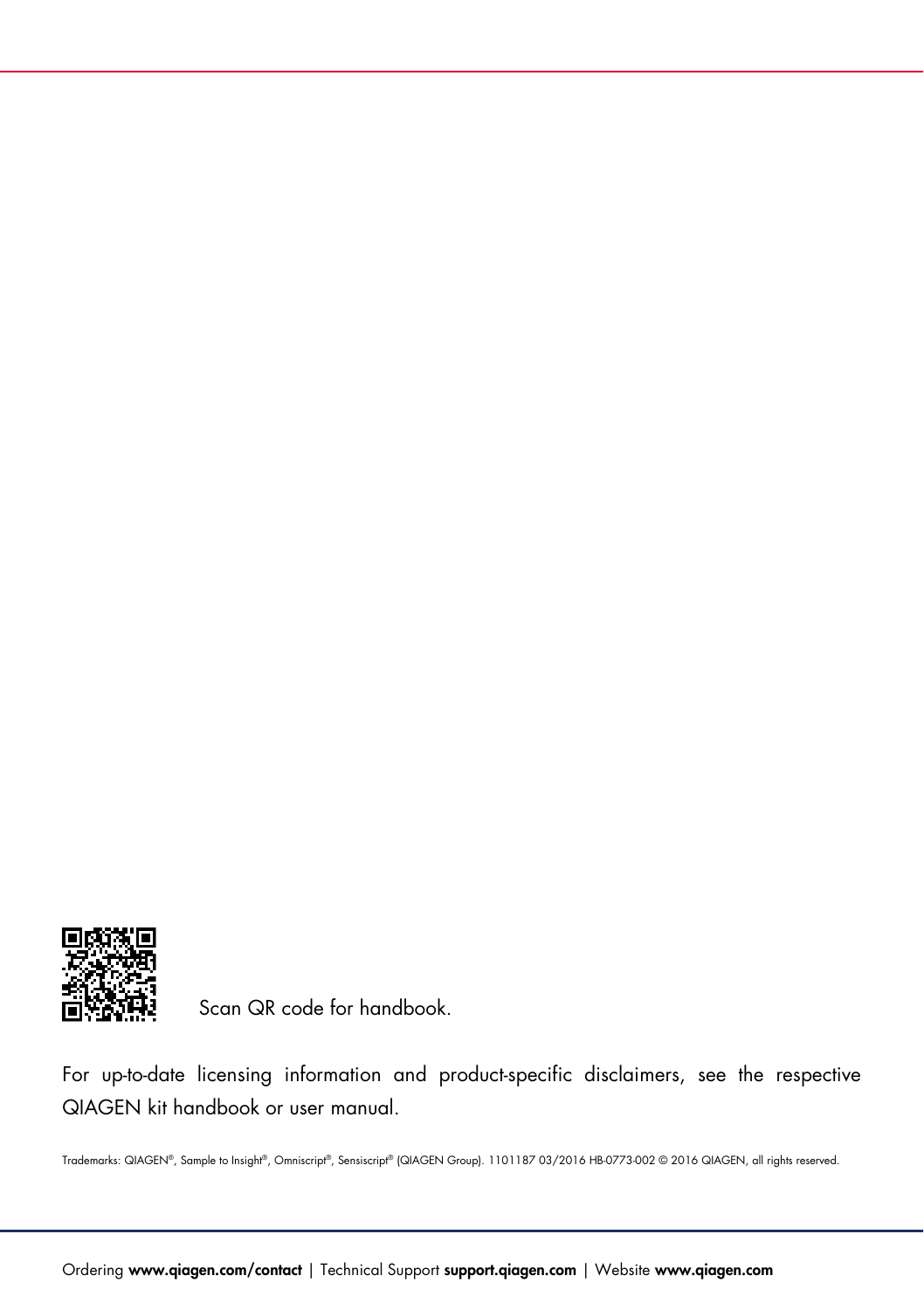Scan QR code for handbook.

For up-to-date licensing information and product-specific disclaimers, see the respective QIAGEN kit handbook or user manual.

Trademarks: QIAGEN®, Sample to Insight®, Omniscript®, Sensiscript® (QIAGEN Group). 1101187 03/2016 HB-0773-002 © 2016 QIAGEN, all rights reserved.

Ordering **www.qiagen.com/contact** | Technical Support **support.qiagen.com** | Website **www.qiagen.com**